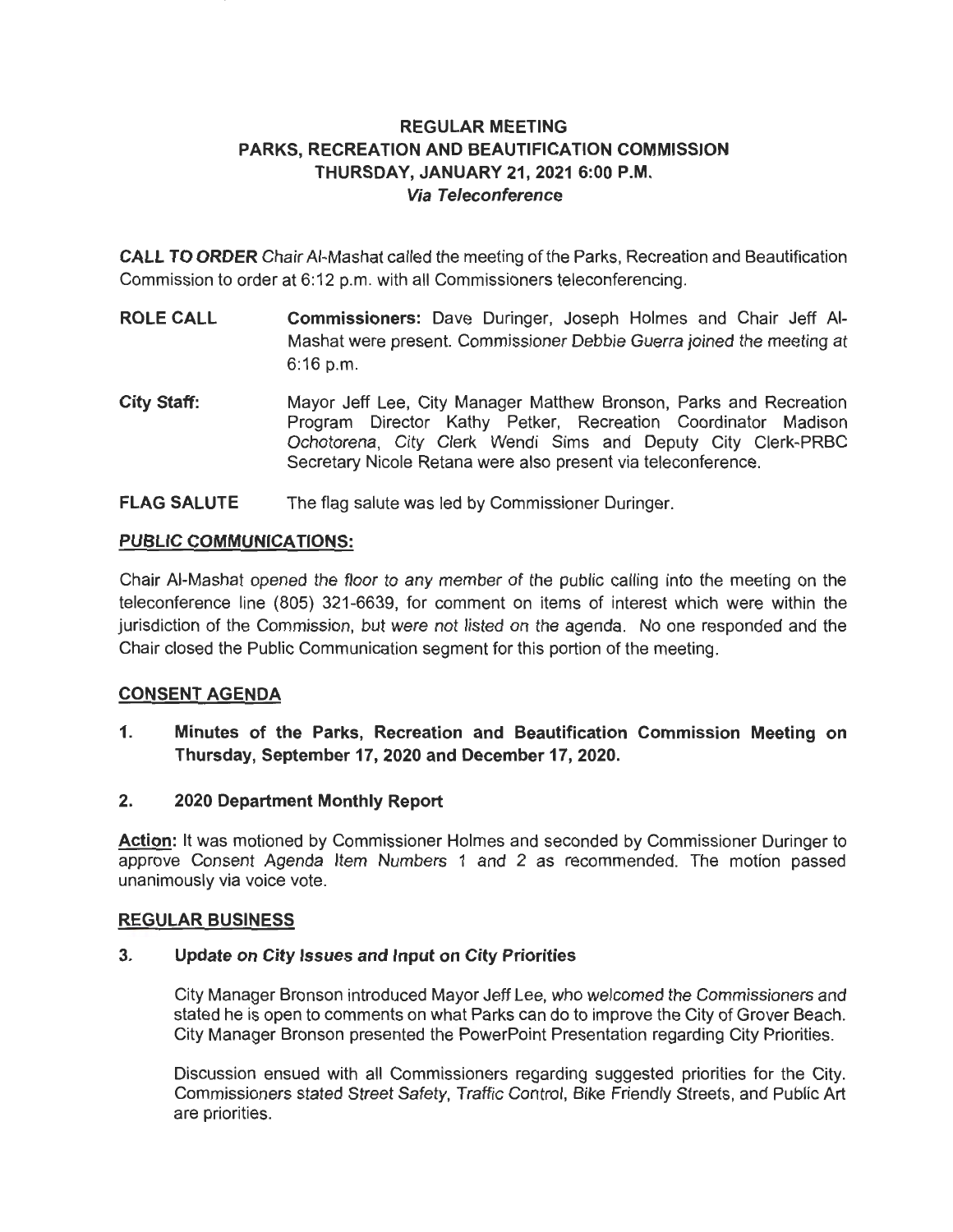# REGULAR MEETING
# PARKS, RECREATION AND BEAUTIFICATION COMMISSION
# THURSDAY, JANUARY 21, 2021 6:00 P.M.
## *Via Teleconference*

**CALL TO ORDER** Chair Al-Mashat called the meeting of the Parks, Recreation and Beautification Commission to order at 6:12 p.m. with all Commissioners teleconferencing.

**ROLE CALL** **Commissioners:** Dave Duringer, Joseph Holmes and Chair Jeff Al-Mashat were present. Commissioner Debbie Guerra joined the meeting at 6:16 p.m.

**City Staff:** Mayor Jeff Lee, City Manager Matthew Bronson, Parks and Recreation Program Director Kathy Petker, Recreation Coordinator Madison Ochotorena, City Clerk Wendi Sims and Deputy City Clerk-PRBC Secretary Nicole Retana were also present via teleconference.

**FLAG SALUTE** The flag salute was led by Commissioner Duringer.

## PUBLIC COMMUNICATIONS:

Chair Al-Mashat opened the floor to any member of the public calling into the meeting on the teleconference line (805) 321-6639, for comment on items of interest which were within the jurisdiction of the Commission, but were not listed on the agenda. No one responded and the Chair closed the Public Communication segment for this portion of the meeting.

## CONSENT AGENDA

**1. Minutes of the Parks, Recreation and Beautification Commission Meeting on Thursday, September 17, 2020 and December 17, 2020.**

**2. 2020 Department Monthly Report**

**Action:** It was motioned by Commissioner Holmes and seconded by Commissioner Duringer to approve Consent Agenda Item Numbers 1 and 2 as recommended. The motion passed unanimously via voice vote.

## REGULAR BUSINESS

**3. Update on City Issues and Input on City Priorities**

City Manager Bronson introduced Mayor Jeff Lee, who welcomed the Commissioners and stated he is open to comments on what Parks can do to improve the City of Grover Beach. City Manager Bronson presented the PowerPoint Presentation regarding City Priorities.

Discussion ensued with all Commissioners regarding suggested priorities for the City. Commissioners stated Street Safety, Traffic Control, Bike Friendly Streets, and Public Art are priorities.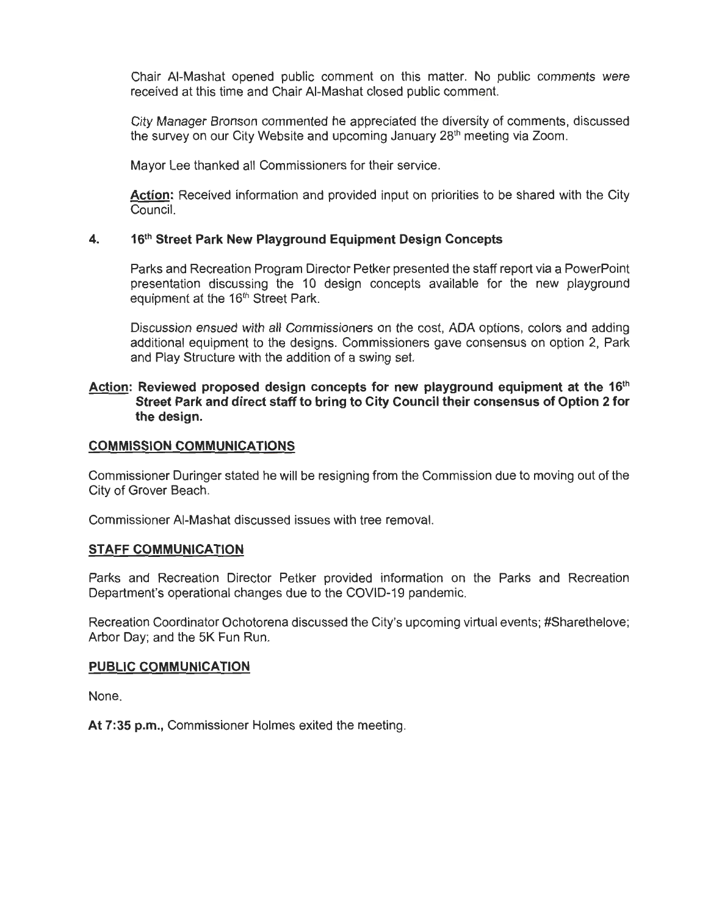Chair Al-Mashat opened public comment on this matter. No public comments were received at this time and Chair Al-Mashat closed public comment.

City Manager Bronson commented he appreciated the diversity of comments, discussed the survey on our City Website and upcoming January 28th meeting via Zoom.

Mayor Lee thanked all Commissioners for their service.

**Action:** Received information and provided input on priorities to be shared with the City Council.

**4. 16th Street Park New Playground Equipment Design Concepts**

Parks and Recreation Program Director Petker presented the staff report via a PowerPoint presentation discussing the 10 design concepts available for the new playground equipment at the 16th Street Park.

Discussion ensued with all Commissioners on the cost, ADA options, colors and adding additional equipment to the designs. Commissioners gave consensus on option 2, Park and Play Structure with the addition of a swing set.

**Action: Reviewed proposed design concepts for new playground equipment at the 16th Street Park and direct staff to bring to City Council their consensus of Option 2 for the design.**

## COMMISSION COMMUNICATIONS

Commissioner Duringer stated he will be resigning from the Commission due to moving out of the City of Grover Beach.

Commissioner Al-Mashat discussed issues with tree removal.

## STAFF COMMUNICATION

Parks and Recreation Director Petker provided information on the Parks and Recreation Department's operational changes due to the COVID-19 pandemic.

Recreation Coordinator Ochotorena discussed the City's upcoming virtual events; #Sharethelove; Arbor Day; and the 5K Fun Run.

## PUBLIC COMMUNICATION

None.

**At 7:35 p.m.,** Commissioner Holmes exited the meeting.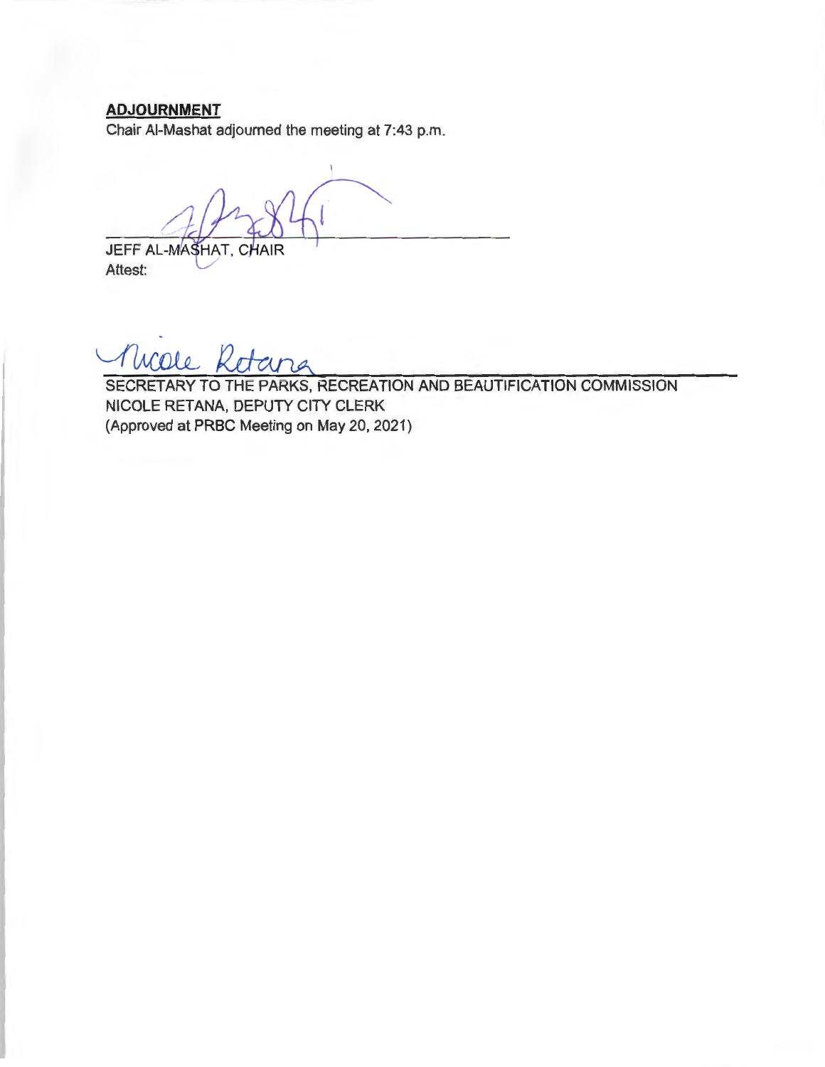**ADJOURNMENT**

Chair Al-Mashat adjourned the meeting at 7:43 p.m.

JEFF AL-MASHAT, CHAIR

Attest:

SECRETARY TO THE PARKS, RECREATION AND BEAUTIFICATION COMMISSION
NICOLE RETANA, DEPUTY CITY CLERK
(Approved at PRBC Meeting on May 20, 2021)